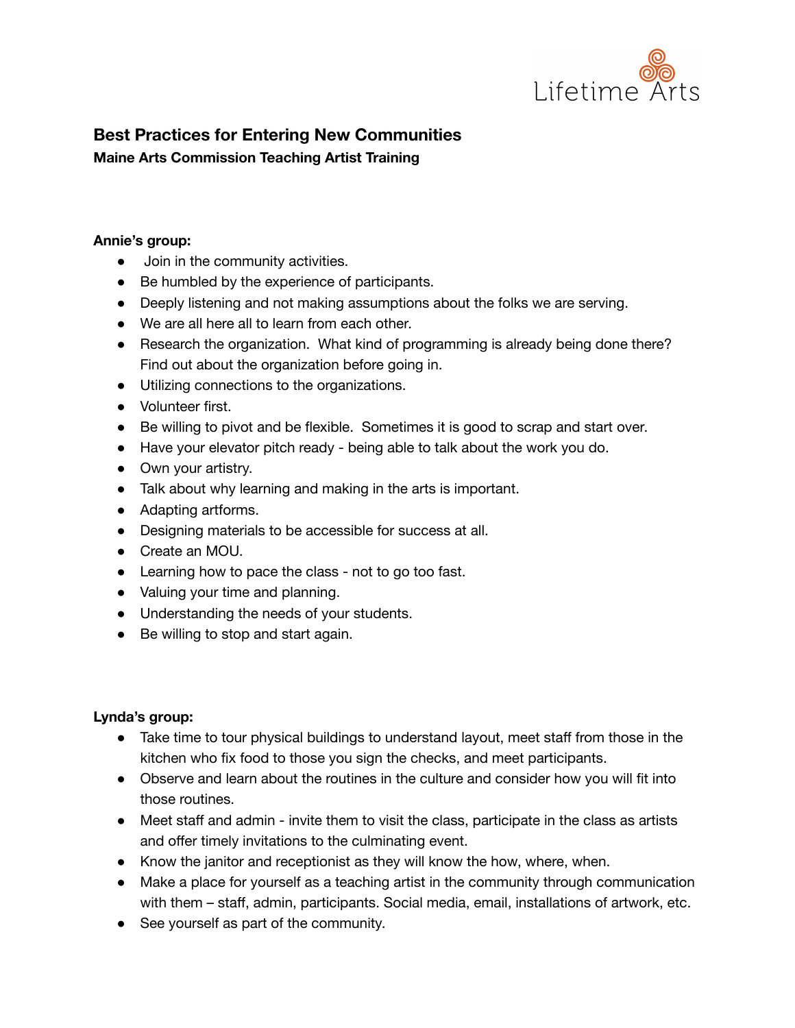Lifetime Arts

# Best Practices for Entering New Communities

**Maine Arts Commission Teaching Artist Training**

**Annie's group:**

- Join in the community activities.
- Be humbled by the experience of participants.
- Deeply listening and not making assumptions about the folks we are serving.
- We are all here all to learn from each other.
- Research the organization. What kind of programming is already being done there? Find out about the organization before going in.
- Utilizing connections to the organizations.
- Volunteer first.
- Be willing to pivot and be flexible. Sometimes it is good to scrap and start over.
- Have your elevator pitch ready - being able to talk about the work you do.
- Own your artistry.
- Talk about why learning and making in the arts is important.
- Adapting artforms.
- Designing materials to be accessible for success at all.
- Create an MOU.
- Learning how to pace the class - not to go too fast.
- Valuing your time and planning.
- Understanding the needs of your students.
- Be willing to stop and start again.

**Lynda's group:**

- Take time to tour physical buildings to understand layout, meet staff from those in the kitchen who fix food to those you sign the checks, and meet participants.
- Observe and learn about the routines in the culture and consider how you will fit into those routines.
- Meet staff and admin - invite them to visit the class, participate in the class as artists and offer timely invitations to the culminating event.
- Know the janitor and receptionist as they will know the how, where, when.
- Make a place for yourself as a teaching artist in the community through communication with them – staff, admin, participants. Social media, email, installations of artwork, etc.
- See yourself as part of the community.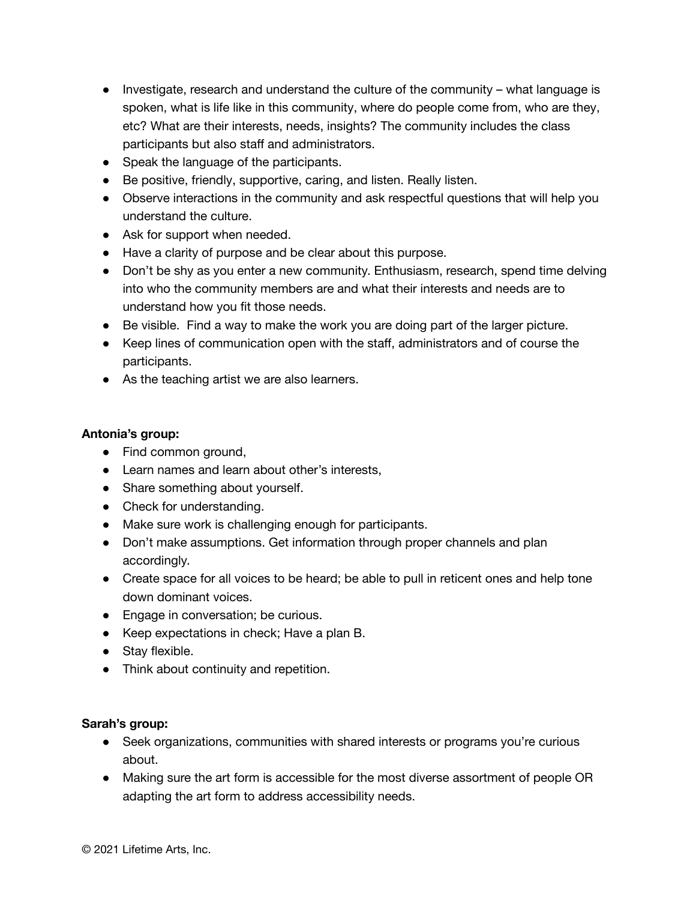- Investigate, research and understand the culture of the community – what language is spoken, what is life like in this community, where do people come from, who are they, etc? What are their interests, needs, insights? The community includes the class participants but also staff and administrators.
- Speak the language of the participants.
- Be positive, friendly, supportive, caring, and listen. Really listen.
- Observe interactions in the community and ask respectful questions that will help you understand the culture.
- Ask for support when needed.
- Have a clarity of purpose and be clear about this purpose.
- Don't be shy as you enter a new community. Enthusiasm, research, spend time delving into who the community members are and what their interests and needs are to understand how you fit those needs.
- Be visible. Find a way to make the work you are doing part of the larger picture.
- Keep lines of communication open with the staff, administrators and of course the participants.
- As the teaching artist we are also learners.

**Antonia's group:**

- Find common ground,
- Learn names and learn about other's interests,
- Share something about yourself.
- Check for understanding.
- Make sure work is challenging enough for participants.
- Don't make assumptions. Get information through proper channels and plan accordingly.
- Create space for all voices to be heard; be able to pull in reticent ones and help tone down dominant voices.
- Engage in conversation; be curious.
- Keep expectations in check; Have a plan B.
- Stay flexible.
- Think about continuity and repetition.

**Sarah's group:**

- Seek organizations, communities with shared interests or programs you're curious about.
- Making sure the art form is accessible for the most diverse assortment of people OR adapting the art form to address accessibility needs.

© 2021 Lifetime Arts, Inc.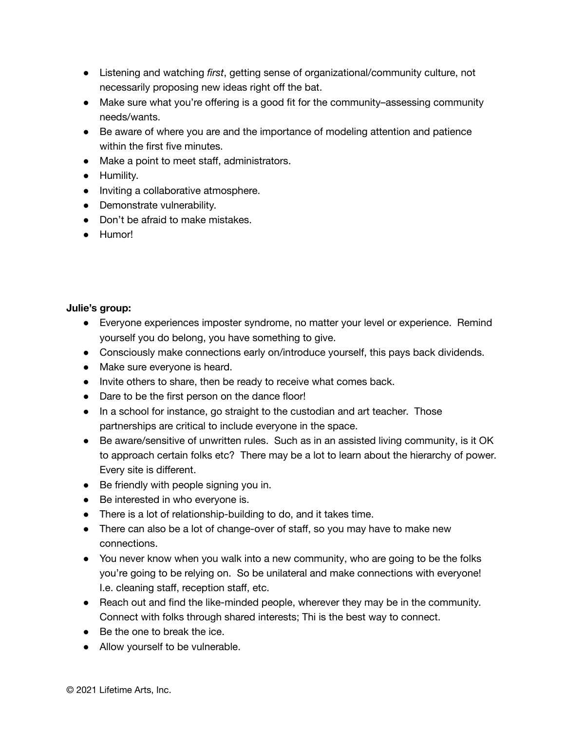- Listening and watching *first*, getting sense of organizational/community culture, not necessarily proposing new ideas right off the bat.
- Make sure what you're offering is a good fit for the community–assessing community needs/wants.
- Be aware of where you are and the importance of modeling attention and patience within the first five minutes.
- Make a point to meet staff, administrators.
- Humility.
- Inviting a collaborative atmosphere.
- Demonstrate vulnerability.
- Don't be afraid to make mistakes.
- Humor!

**Julie's group:**

- Everyone experiences imposter syndrome, no matter your level or experience. Remind yourself you do belong, you have something to give.
- Consciously make connections early on/introduce yourself, this pays back dividends.
- Make sure everyone is heard.
- Invite others to share, then be ready to receive what comes back.
- Dare to be the first person on the dance floor!
- In a school for instance, go straight to the custodian and art teacher. Those partnerships are critical to include everyone in the space.
- Be aware/sensitive of unwritten rules. Such as in an assisted living community, is it OK to approach certain folks etc? There may be a lot to learn about the hierarchy of power. Every site is different.
- Be friendly with people signing you in.
- Be interested in who everyone is.
- There is a lot of relationship-building to do, and it takes time.
- There can also be a lot of change-over of staff, so you may have to make new connections.
- You never know when you walk into a new community, who are going to be the folks you're going to be relying on. So be unilateral and make connections with everyone! I.e. cleaning staff, reception staff, etc.
- Reach out and find the like-minded people, wherever they may be in the community. Connect with folks through shared interests; Thi is the best way to connect.
- Be the one to break the ice.
- Allow yourself to be vulnerable.

© 2021 Lifetime Arts, Inc.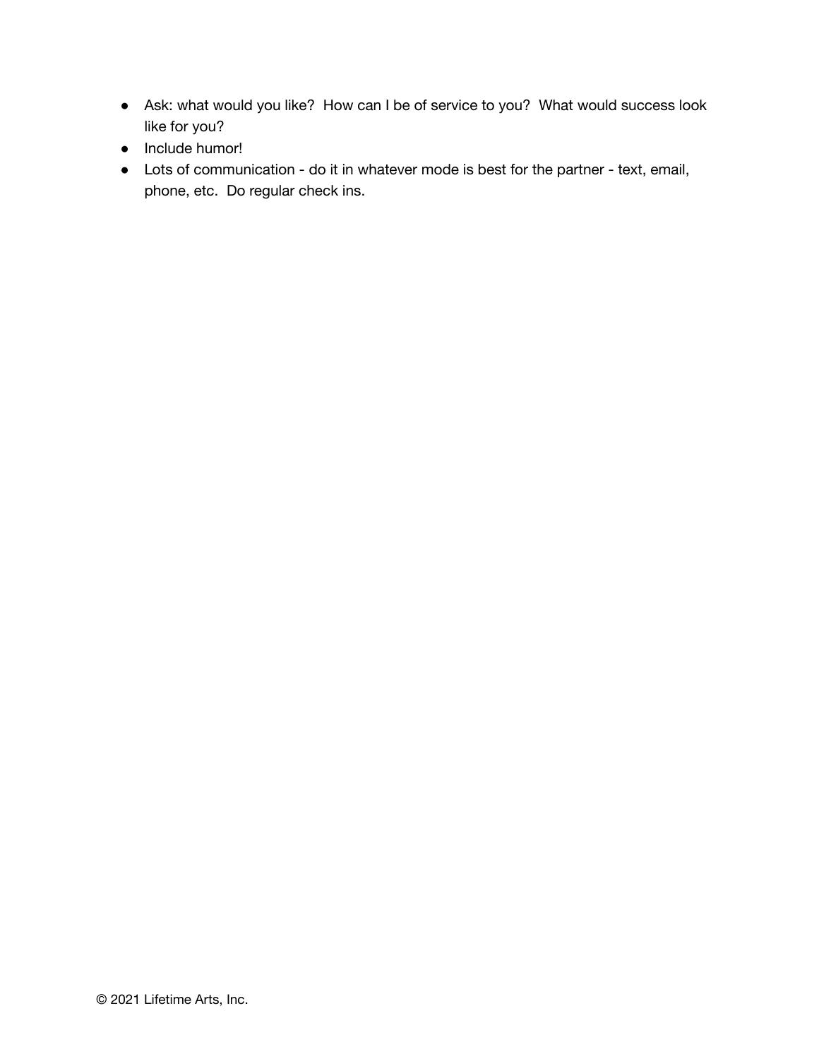- Ask: what would you like?  How can I be of service to you?  What would success look like for you?
- Include humor!
- Lots of communication - do it in whatever mode is best for the partner - text, email, phone, etc.  Do regular check ins.

© 2021 Lifetime Arts, Inc.